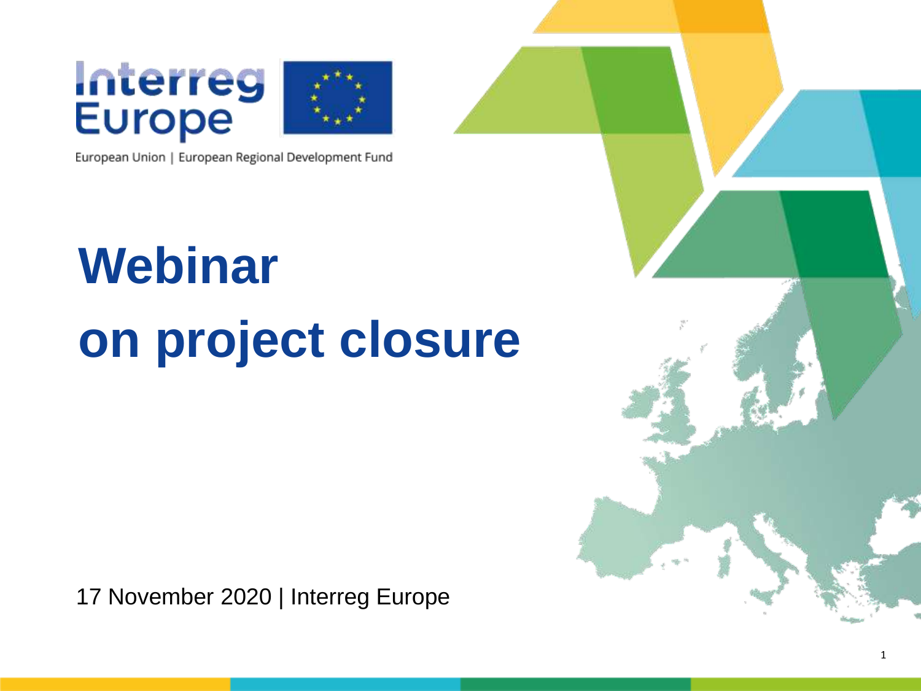Interreg Europe

European Union | European Regional Development Fund

# Webinar on project closure

17 November 2020 | Interreg Europe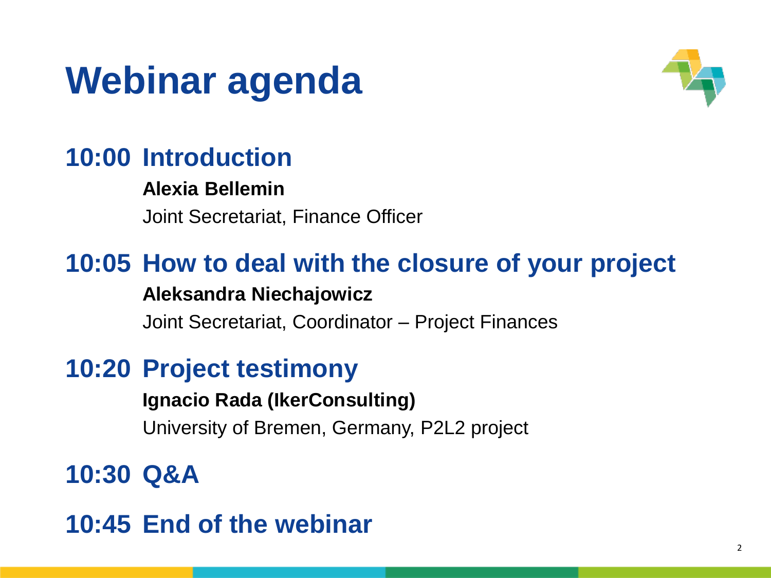# Webinar agenda

## 10:00 Introduction

**Alexia Bellemin**

Joint Secretariat, Finance Officer

## 10:05 How to deal with the closure of your project

**Aleksandra Niechajowicz**

Joint Secretariat, Coordinator – Project Finances

## 10:20 Project testimony

**Ignacio Rada (IkerConsulting)**

University of Bremen, Germany, P2L2 project

## 10:30 Q&A

## 10:45 End of the webinar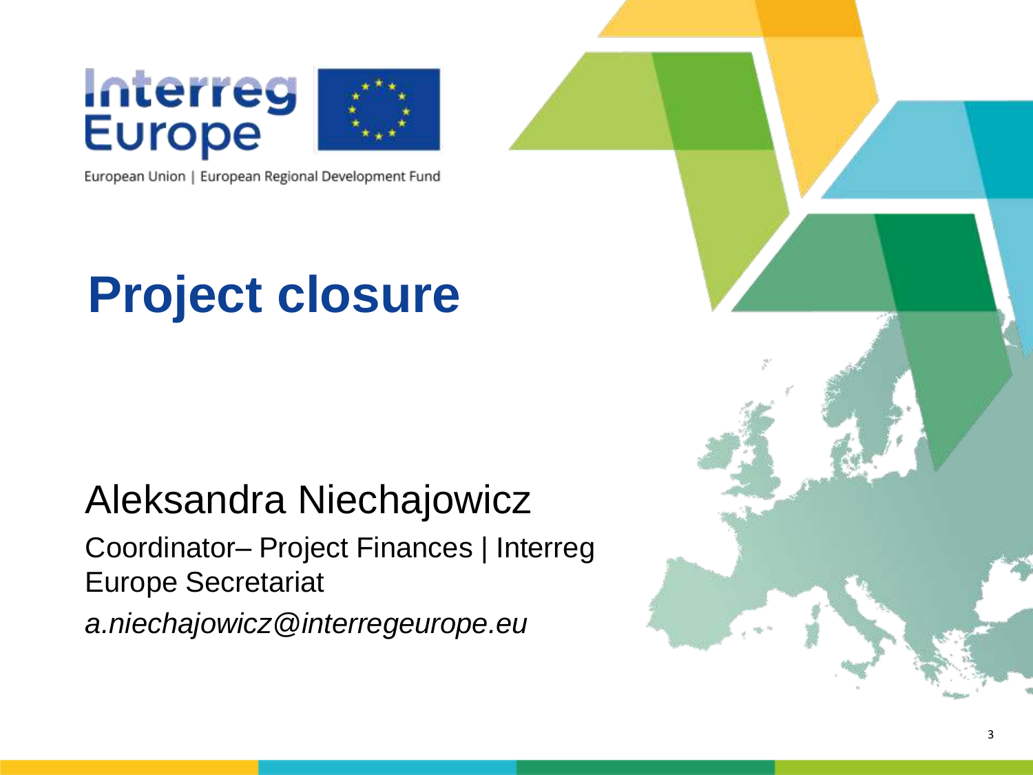Interreg Europe

European Union | European Regional Development Fund

# Project closure

Aleksandra Niechajowicz

Coordinator– Project Finances | Interreg Europe Secretariat

*a.niechajowicz@interregeurope.eu*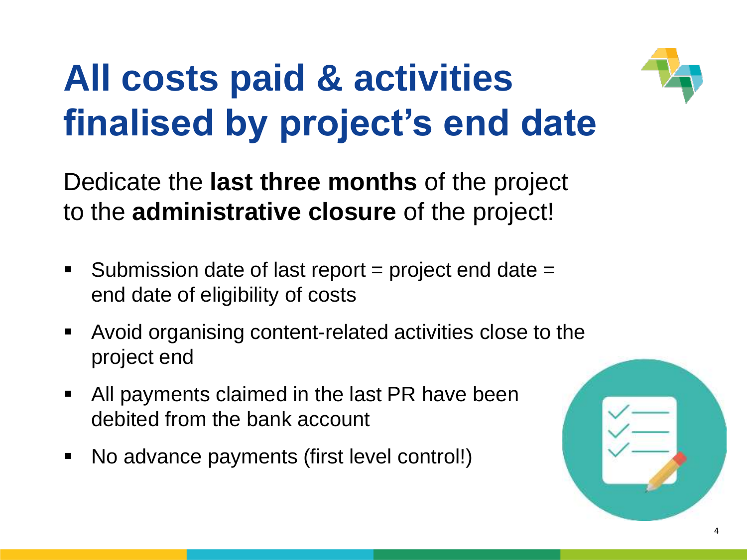# All costs paid & activities finalised by project's end date

Dedicate the **last three months** of the project to the **administrative closure** of the project!

- Submission date of last report = project end date = end date of eligibility of costs
- Avoid organising content-related activities close to the project end
- All payments claimed in the last PR have been debited from the bank account
- No advance payments (first level control!)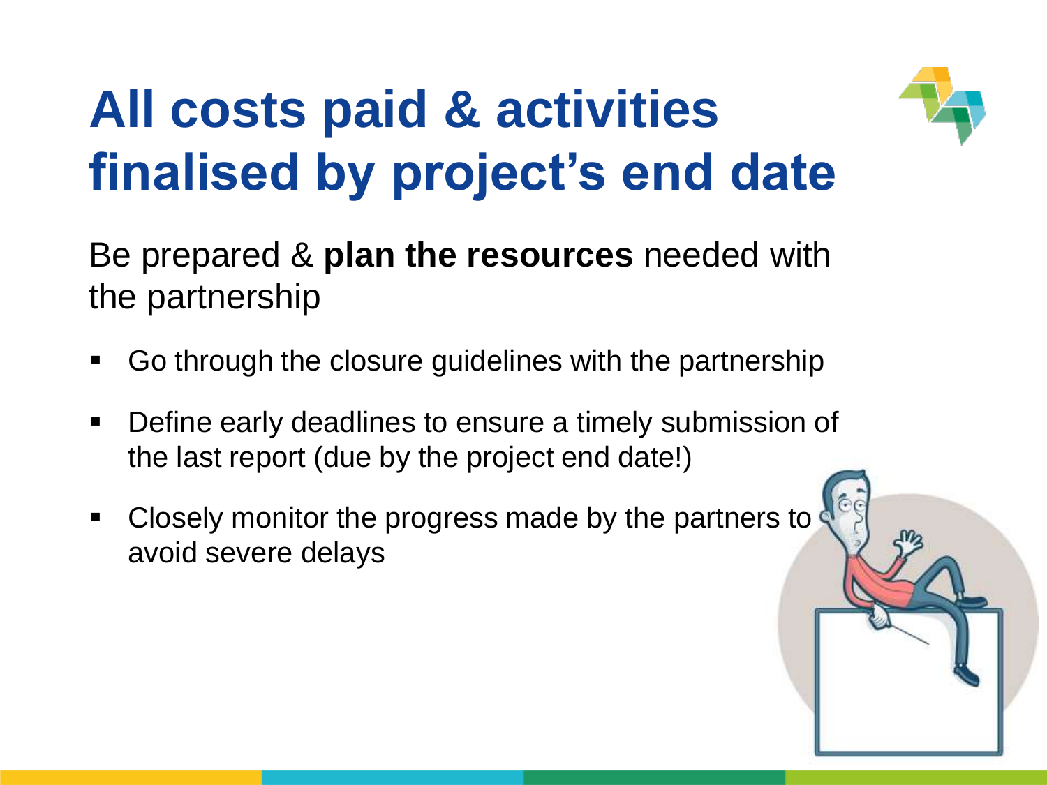# All costs paid & activities finalised by project's end date

Be prepared & **plan the resources** needed with the partnership

- Go through the closure guidelines with the partnership
- Define early deadlines to ensure a timely submission of the last report (due by the project end date!)
- Closely monitor the progress made by the partners to avoid severe delays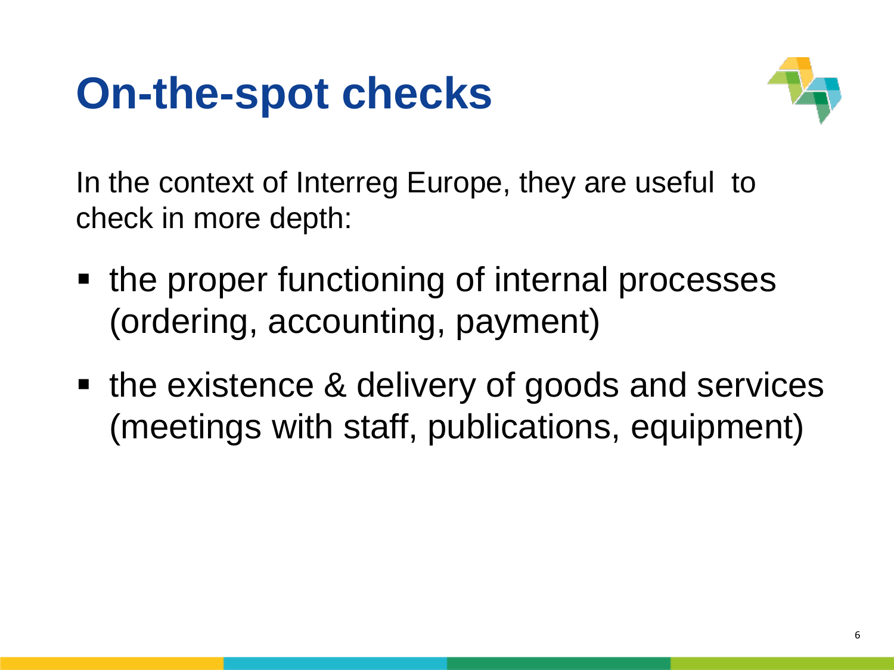# On-the-spot checks

In the context of Interreg Europe, they are useful to check in more depth:

- the proper functioning of internal processes (ordering, accounting, payment)
- the existence & delivery of goods and services (meetings with staff, publications, equipment)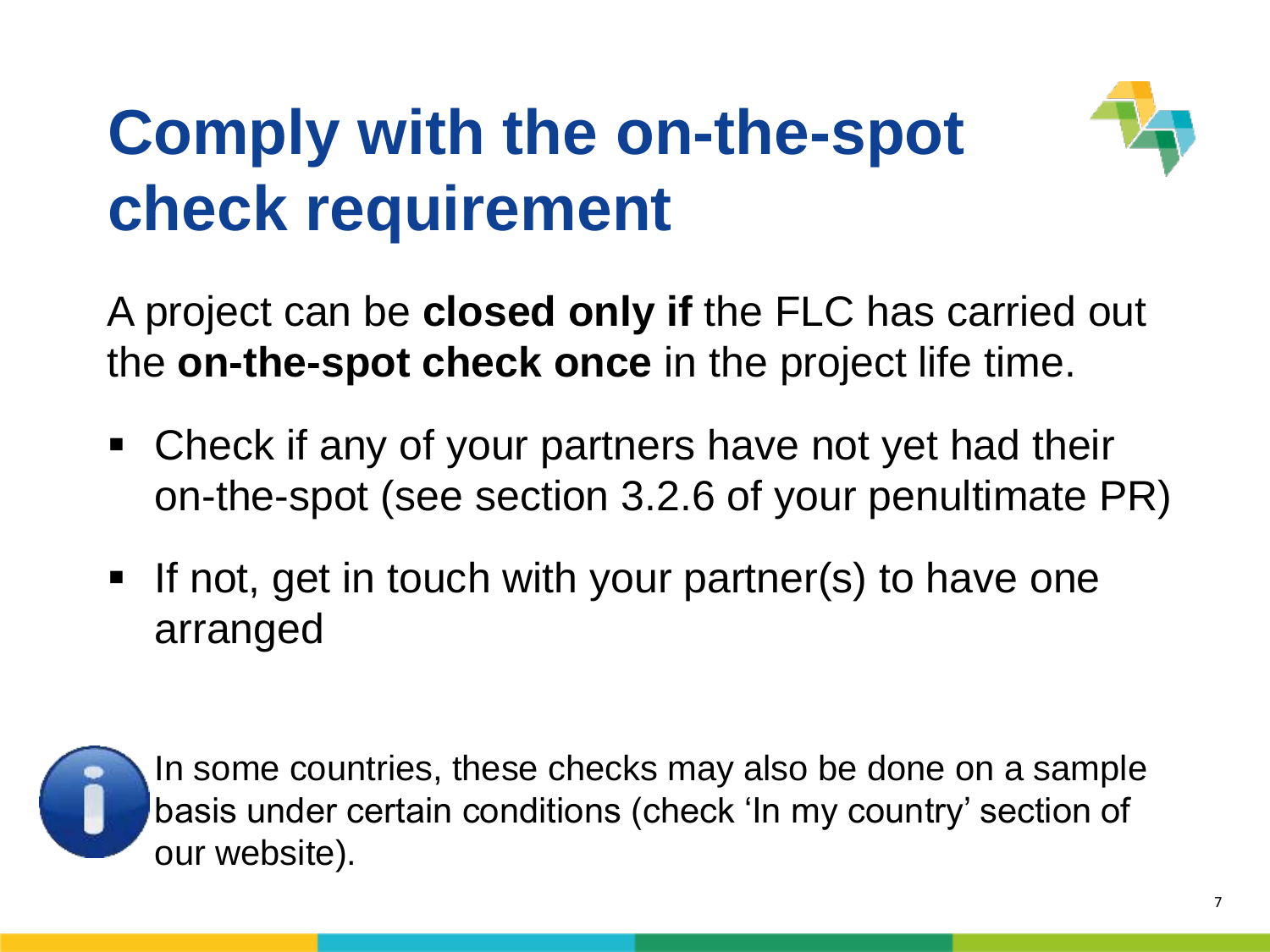# Comply with the on-the-spot check requirement

A project can be **closed only if** the FLC has carried out the **on-the-spot check once** in the project life time.

- Check if any of your partners have not yet had their on-the-spot (see section 3.2.6 of your penultimate PR)
- If not, get in touch with your partner(s) to have one arranged

In some countries, these checks may also be done on a sample basis under certain conditions (check 'In my country' section of our website).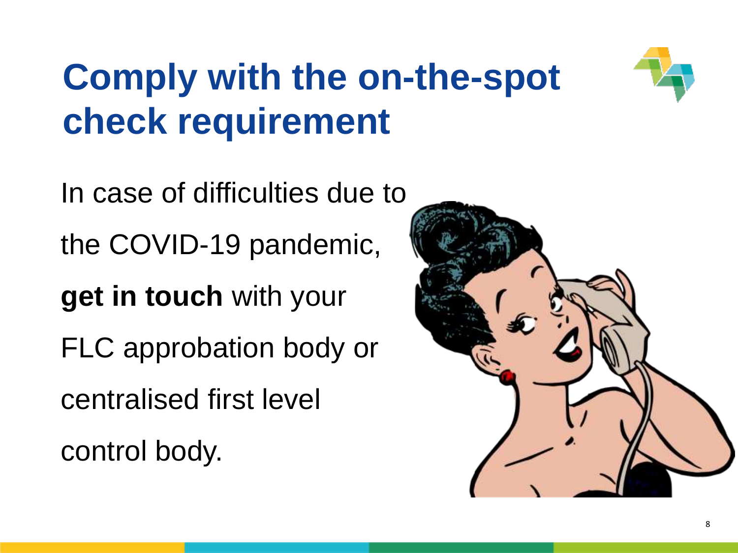# Comply with the on-the-spot check requirement

In case of difficulties due to the COVID-19 pandemic, **get in touch** with your FLC approbation body or centralised first level control body.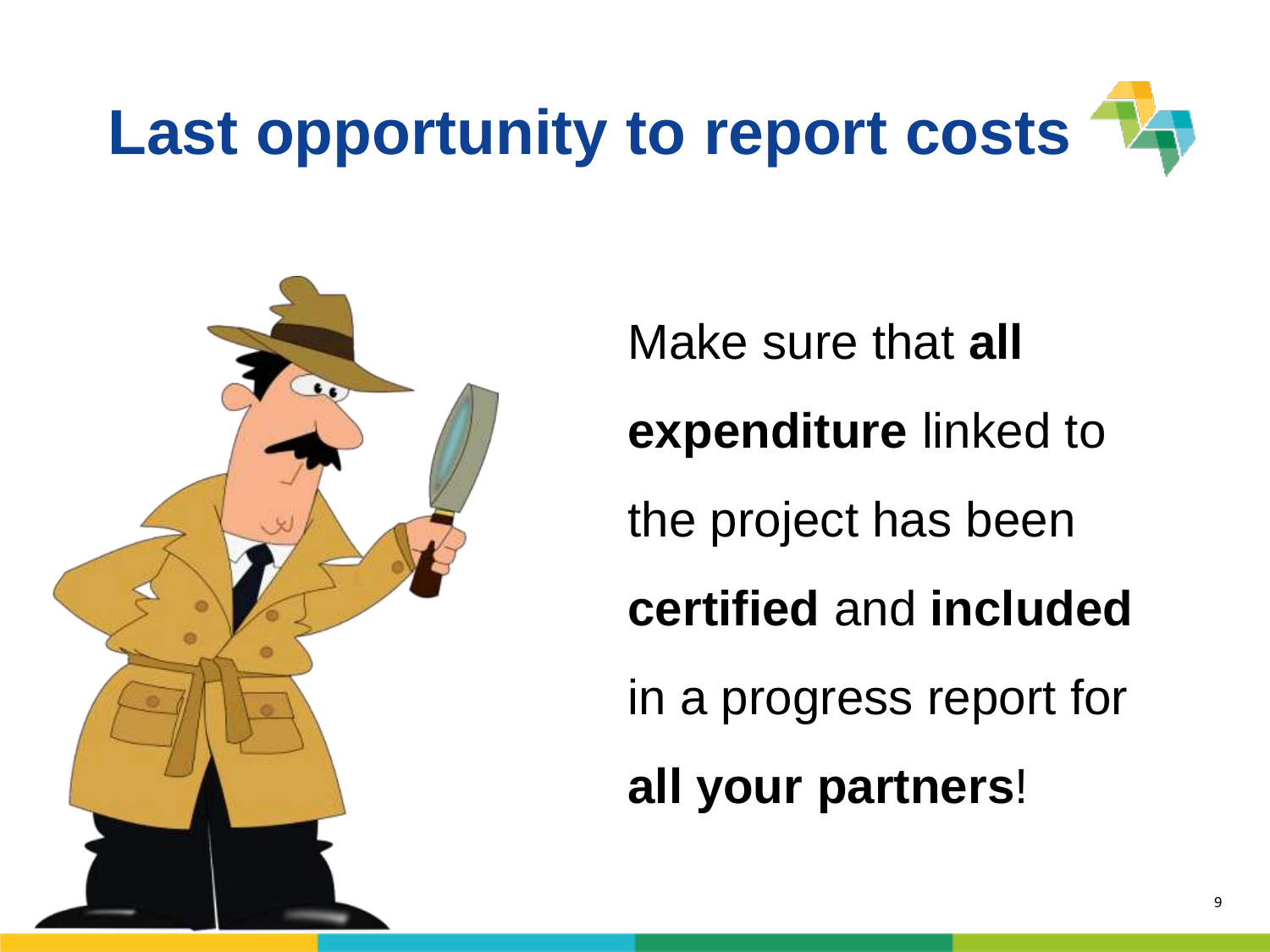# Last opportunity to report costs

Make sure that **all expenditure** linked to the project has been **certified** and **included** in a progress report for **all your partners**!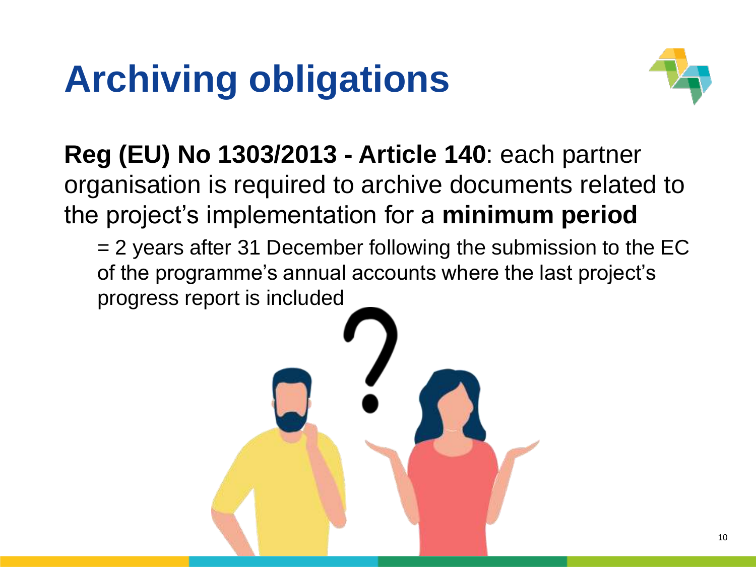# Archiving obligations

**Reg (EU) No 1303/2013 - Article 140**: each partner organisation is required to archive documents related to the project's implementation for a **minimum period**

= 2 years after 31 December following the submission to the EC of the programme's annual accounts where the last project's progress report is included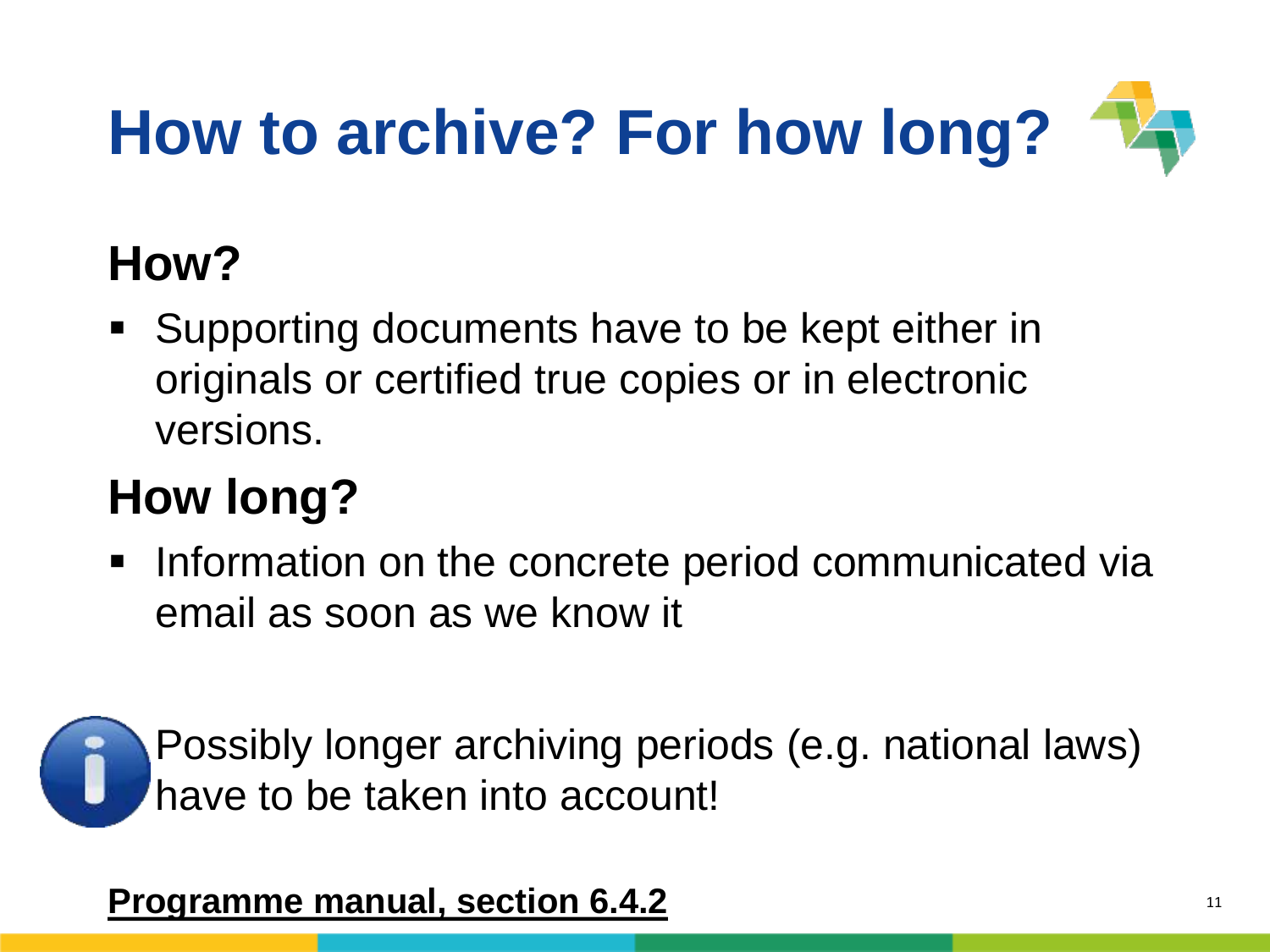# How to archive? For how long?

## How?

- Supporting documents have to be kept either in originals or certified true copies or in electronic versions.

## How long?

- Information on the concrete period communicated via email as soon as we know it

Possibly longer archiving periods (e.g. national laws) have to be taken into account!

**Programme manual, section 6.4.2**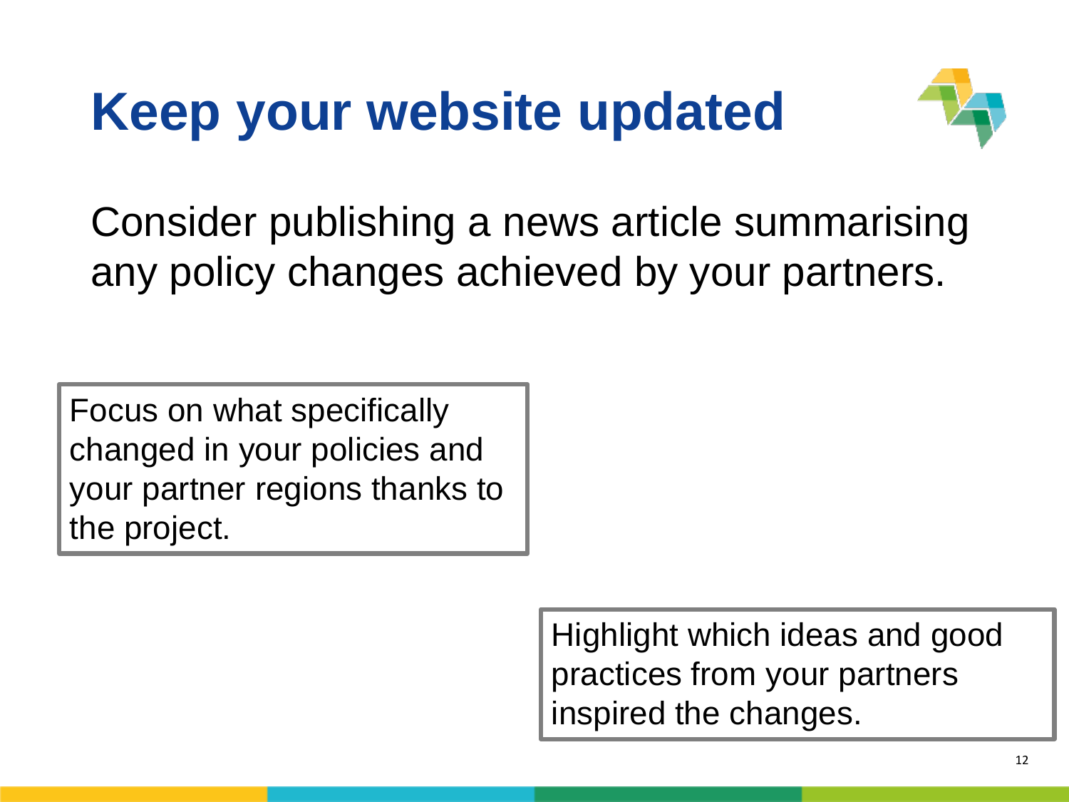# Keep your website updated

Consider publishing a news article summarising any policy changes achieved by your partners.

Focus on what specifically changed in your policies and your partner regions thanks to the project.

Highlight which ideas and good practices from your partners inspired the changes.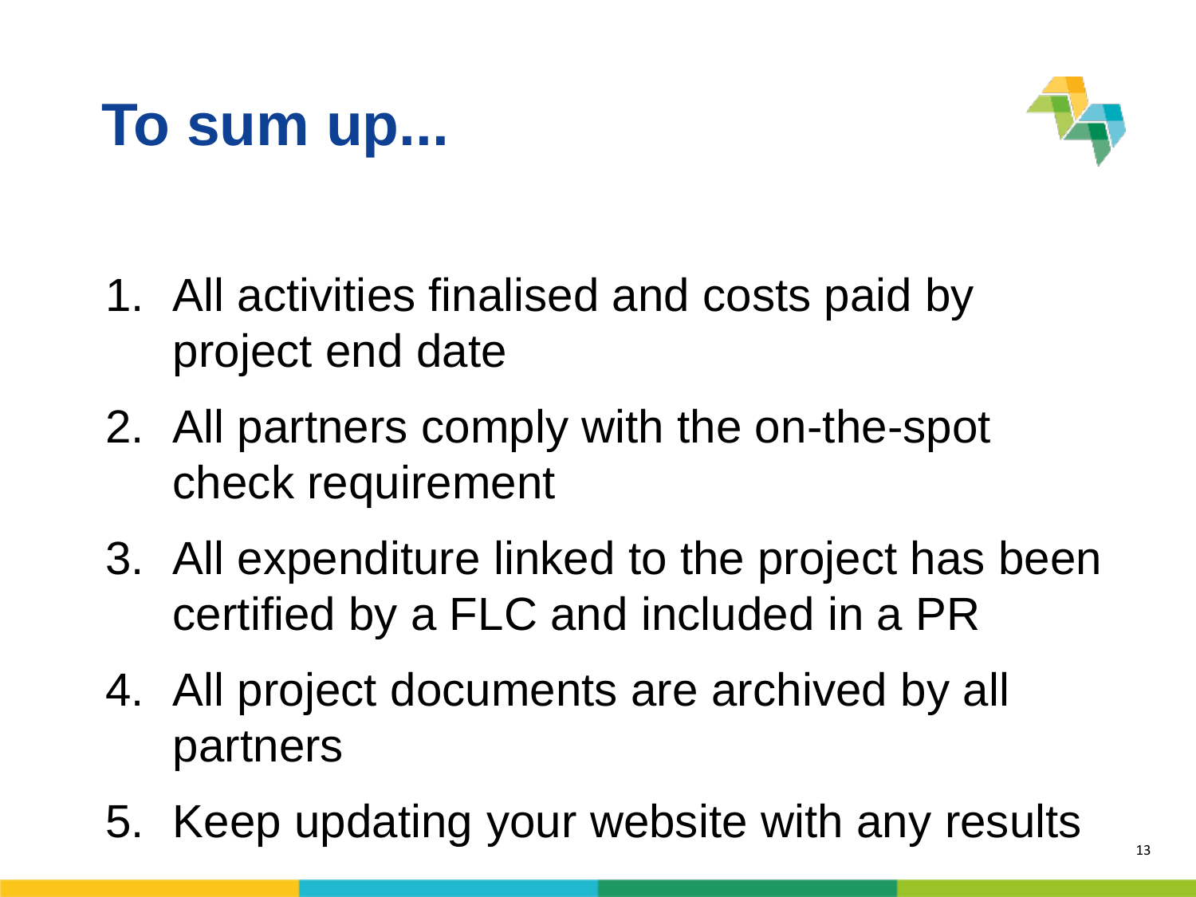# To sum up...

1. All activities finalised and costs paid by project end date
2. All partners comply with the on-the-spot check requirement
3. All expenditure linked to the project has been certified by a FLC and included in a PR
4. All project documents are archived by all partners
5. Keep updating your website with any results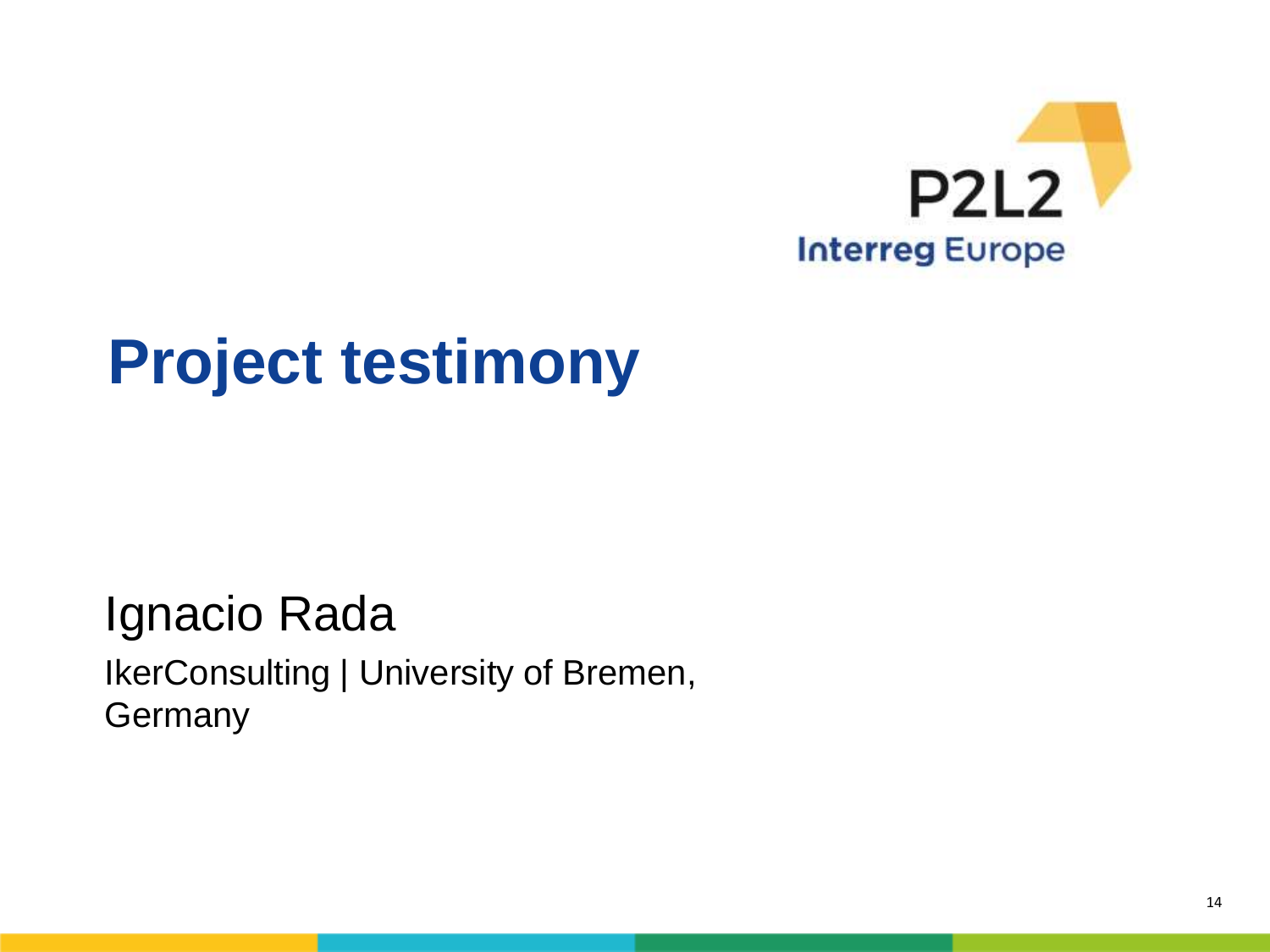P2L2

Interreg Europe

# Project testimony

Ignacio Rada

IkerConsulting | University of Bremen, Germany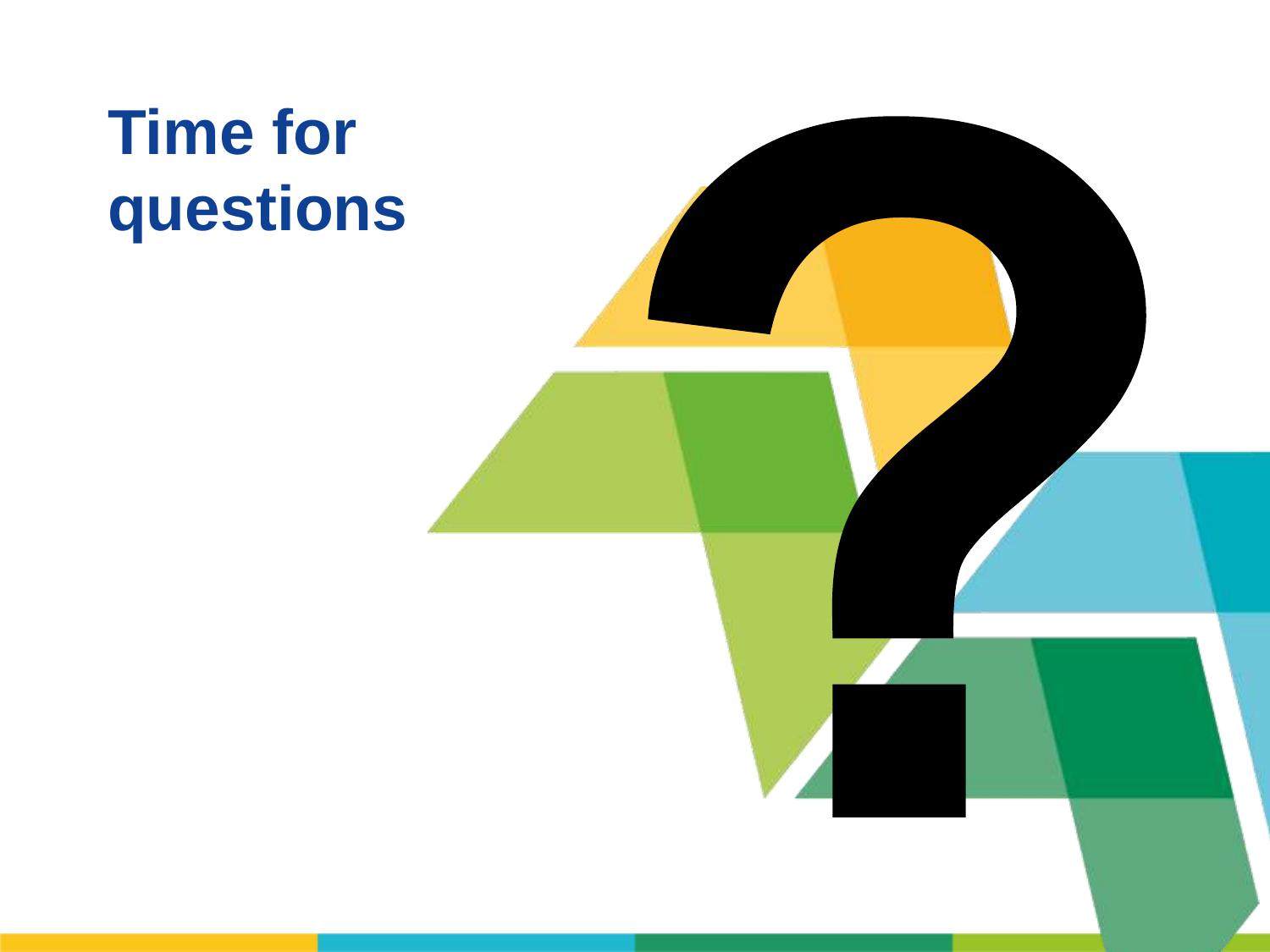# Time for questions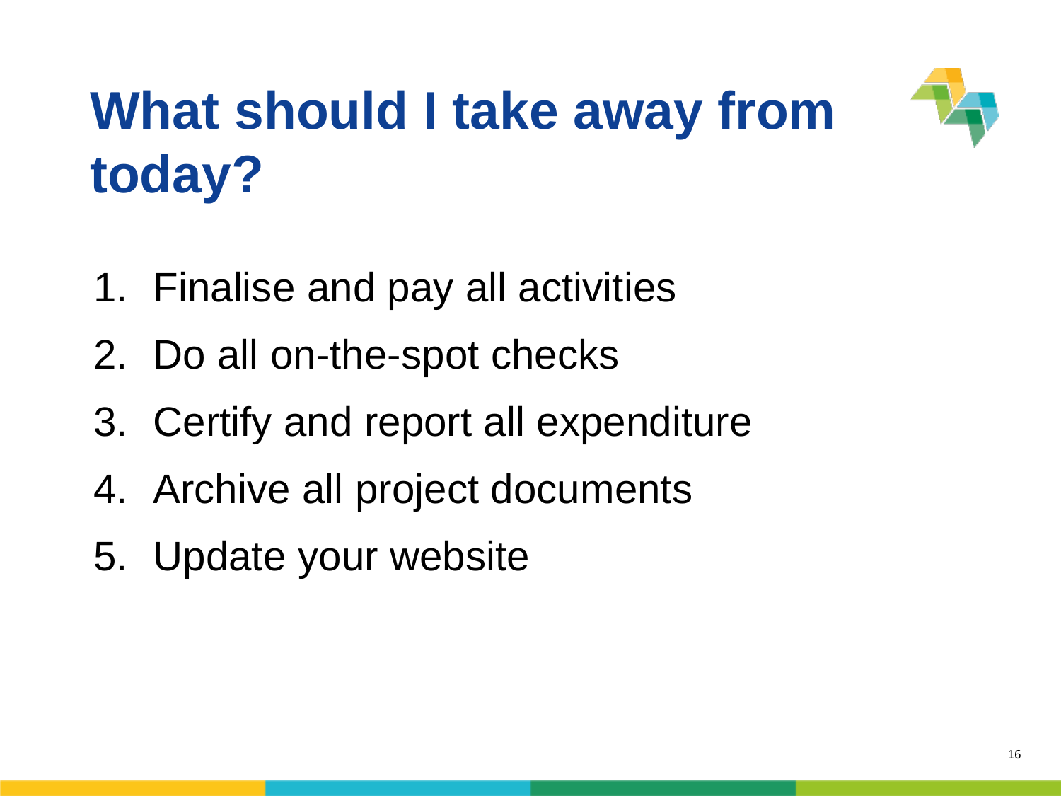# What should I take away from today?

1. Finalise and pay all activities
2. Do all on-the-spot checks
3. Certify and report all expenditure
4. Archive all project documents
5. Update your website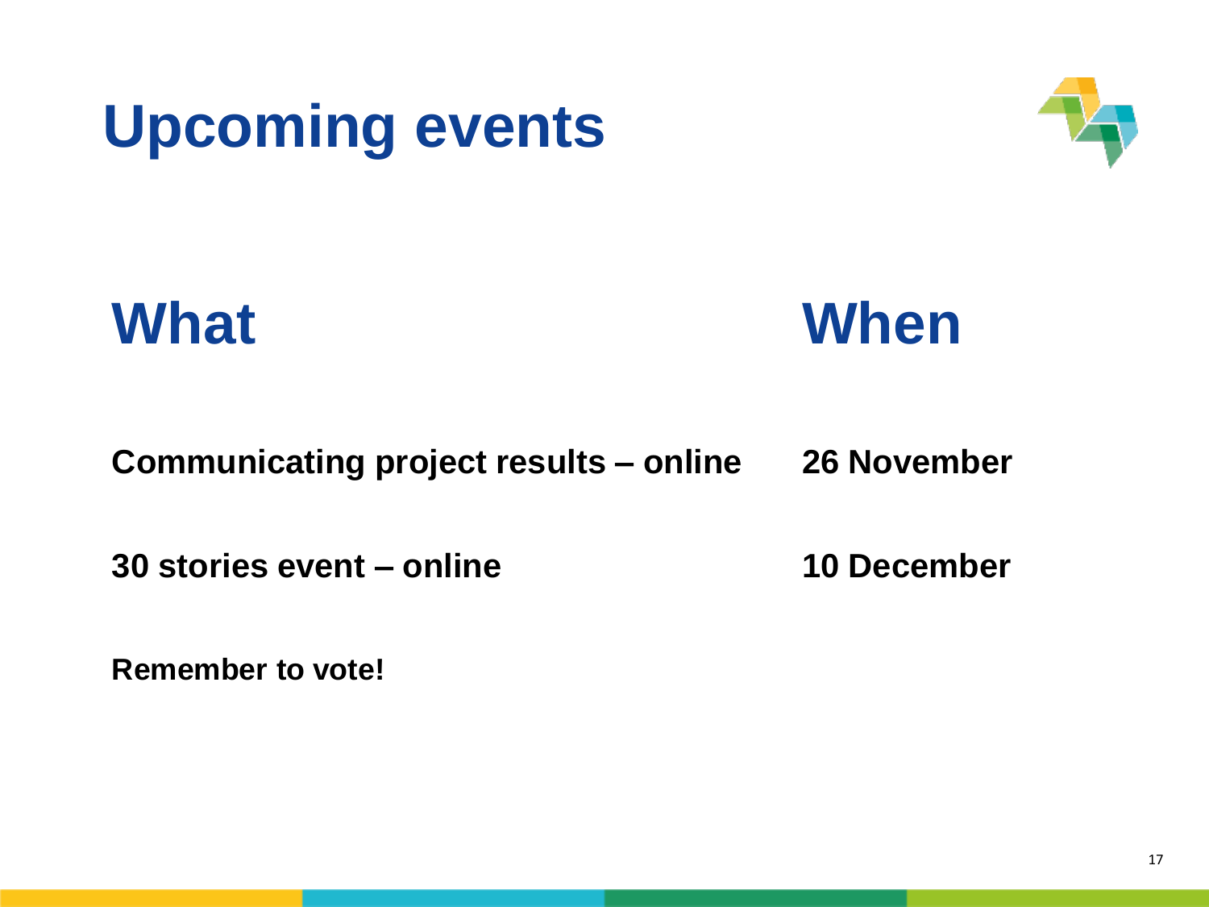# Upcoming events

| What | When |
| --- | --- |
| **Communicating project results – online** | **26 November** |
| **30 stories event – online** | **10 December** |

**Remember to vote!**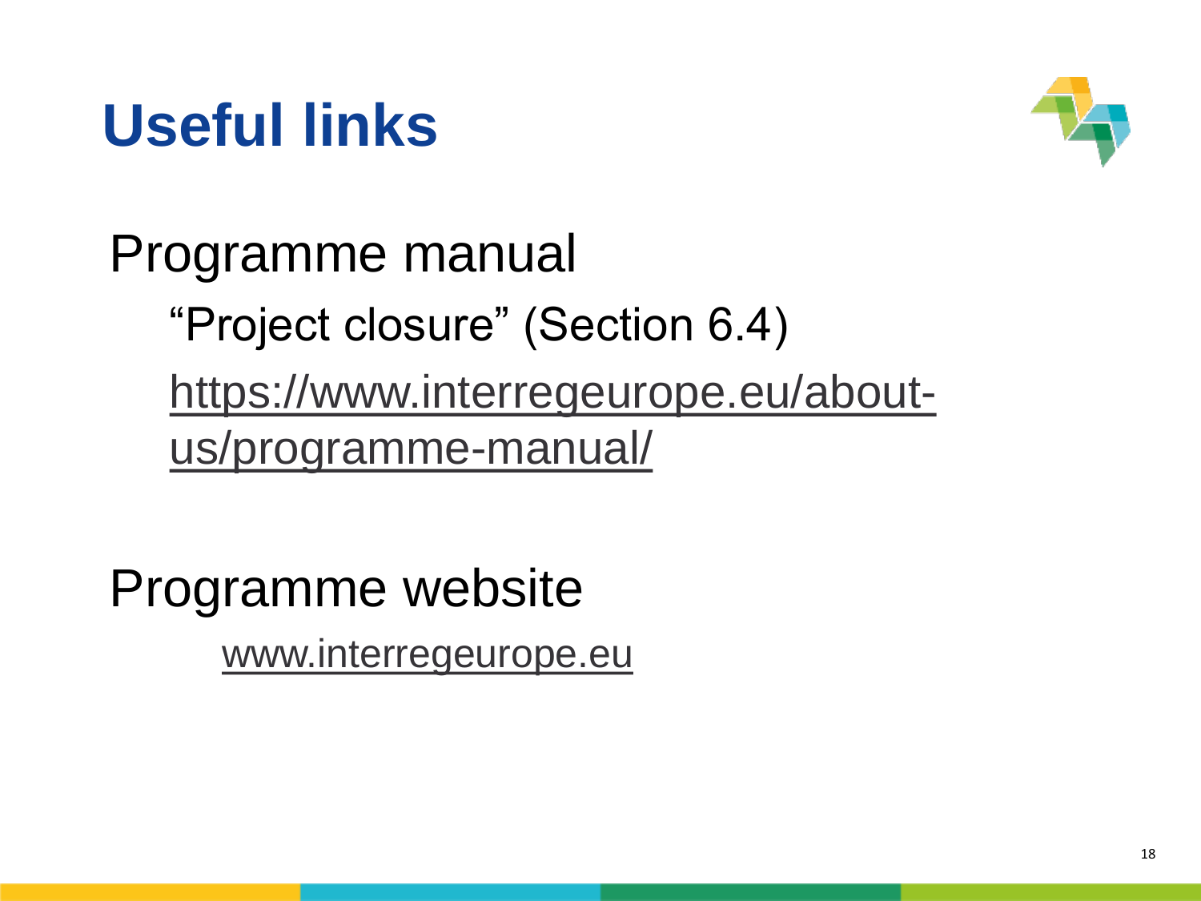# Useful links

Programme manual

"Project closure" (Section 6.4)

https://www.interregeurope.eu/about-us/programme-manual/

Programme website

www.interregeurope.eu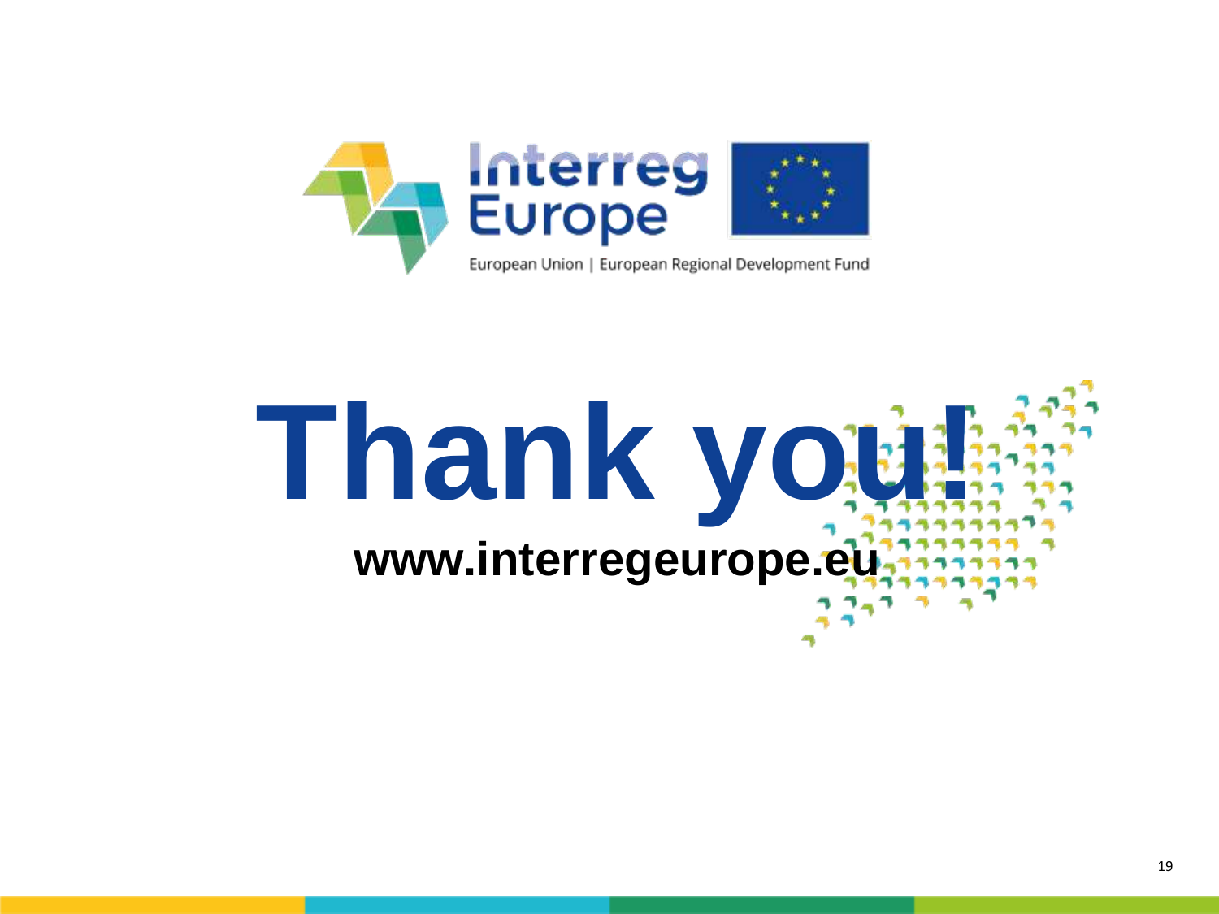Interreg Europe

European Union | European Regional Development Fund

# Thank you!

**www.interregeurope.eu**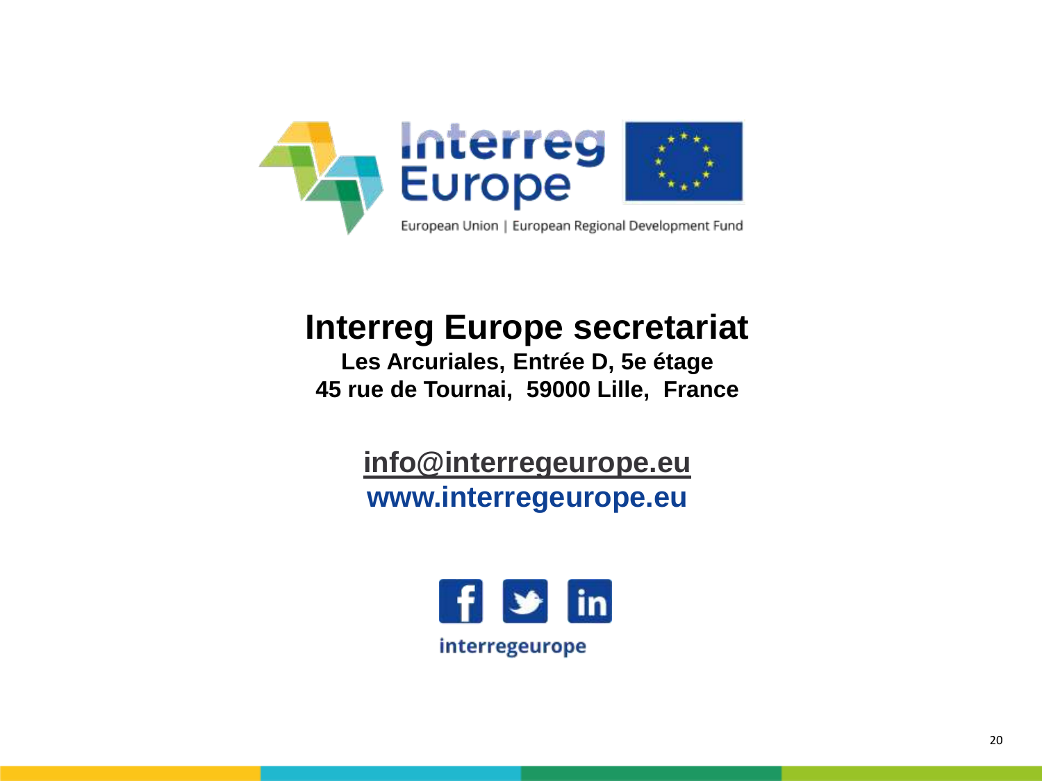Interreg Europe

European Union | European Regional Development Fund

# Interreg Europe secretariat

**Les Arcuriales, Entrée D, 5e étage**
**45 rue de Tournai, 59000 Lille, France**

**info@interregeurope.eu**
**www.interregeurope.eu**

interregeurope